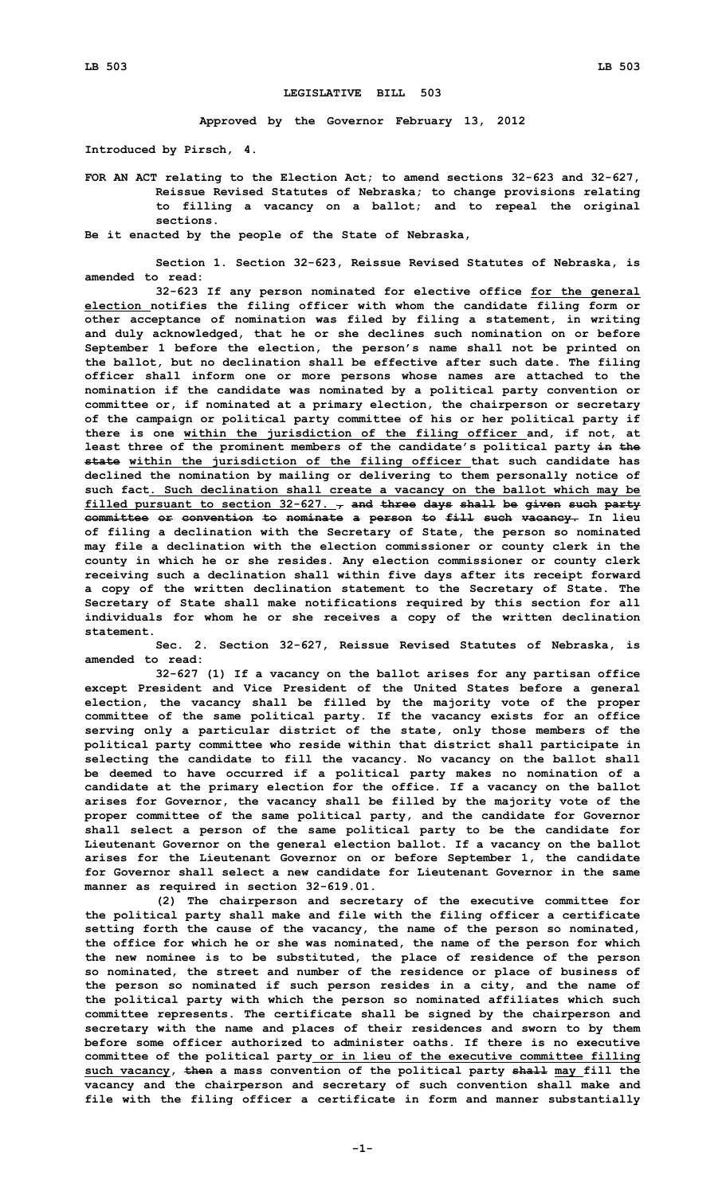**LEGISLATIVE BILL 503**

**Approved by the Governor February 13, 2012**

**Introduced by Pirsch, 4.**

**FOR AN ACT relating to the Election Act; to amend sections 32-623 and 32-627, Reissue Revised Statutes of Nebraska; to change provisions relating to filling a vacancy on a ballot; and to repeal the original sections.**

**Be it enacted by the people of the State of Nebraska,**

**Section 1. Section 32-623, Reissue Revised Statutes of Nebraska, is amended to read:**

**32-623 If any person nominated for elective office for the general election notifies the filing officer with whom the candidate filing form or other acceptance of nomination was filed by filing a statement, in writing and duly acknowledged, that he or she declines such nomination on or before September 1 before the election, the person's name shall not be printed on the ballot, but no declination shall be effective after such date. The filing officer shall inform one or more persons whose names are attached to the nomination if the candidate was nominated by a political party convention or committee or, if nominated at a primary election, the chairperson or secretary of the campaign or political party committee of his or her political party if there is one within the jurisdiction of the filing officer and, if not, at least three of the prominent members of the candidate's political party in the state within the jurisdiction of the filing officer that such candidate has declined the nomination by mailing or delivering to them personally notice of such fact. Such declination shall create a vacancy on the ballot which may be filled pursuant to section 32-627. , and three days shall be given such party committee or convention to nominate a person to fill such vacancy. In lieu of filing a declination with the Secretary of State, the person so nominated may file a declination with the election commissioner or county clerk in the county in which he or she resides. Any election commissioner or county clerk receiving such a declination shall within five days after its receipt forward a copy of the written declination statement to the Secretary of State. The Secretary of State shall make notifications required by this section for all individuals for whom he or she receives a copy of the written declination statement.**

**Sec. 2. Section 32-627, Reissue Revised Statutes of Nebraska, is amended to read:**

**32-627 (1) If a vacancy on the ballot arises for any partisan office except President and Vice President of the United States before a general election, the vacancy shall be filled by the majority vote of the proper committee of the same political party. If the vacancy exists for an office serving only a particular district of the state, only those members of the political party committee who reside within that district shall participate in selecting the candidate to fill the vacancy. No vacancy on the ballot shall be deemed to have occurred if a political party makes no nomination of a candidate at the primary election for the office. If a vacancy on the ballot arises for Governor, the vacancy shall be filled by the majority vote of the proper committee of the same political party, and the candidate for Governor shall select a person of the same political party to be the candidate for Lieutenant Governor on the general election ballot. If a vacancy on the ballot arises for the Lieutenant Governor on or before September 1, the candidate for Governor shall select a new candidate for Lieutenant Governor in the same manner as required in section 32-619.01.**

**(2) The chairperson and secretary of the executive committee for the political party shall make and file with the filing officer a certificate setting forth the cause of the vacancy, the name of the person so nominated, the office for which he or she was nominated, the name of the person for which the new nominee is to be substituted, the place of residence of the person so nominated, the street and number of the residence or place of business of the person so nominated if such person resides in a city, and the name of the political party with which the person so nominated affiliates which such committee represents. The certificate shall be signed by the chairperson and secretary with the name and places of their residences and sworn to by them before some officer authorized to administer oaths. If there is no executive committee of the political party or in lieu of the executive committee filling such vacancy, then a mass convention of the political party shall may fill the vacancy and the chairperson and secretary of such convention shall make and file with the filing officer a certificate in form and manner substantially**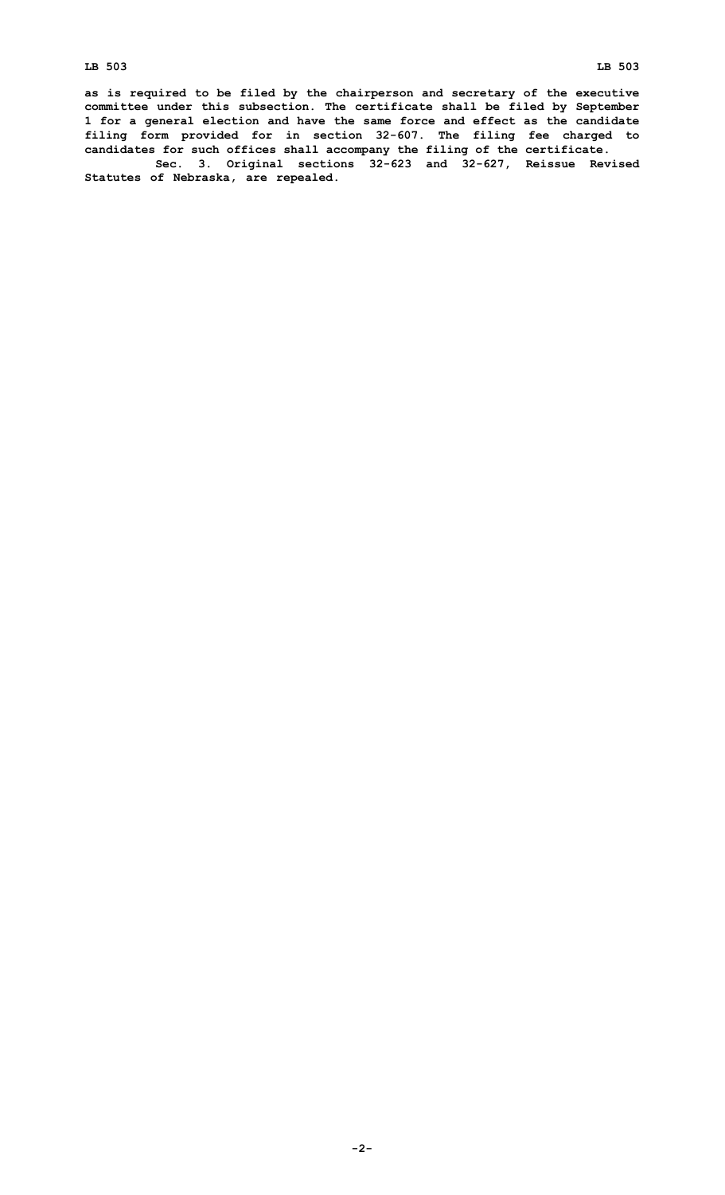**as is required to be filed by the chairperson and secretary of the executive committee under this subsection. The certificate shall be filed by September 1 for a general election and have the same force and effect as the candidate filing form provided for in section 32-607. The filing fee charged to candidates for such offices shall accompany the filing of the certificate.**

**Sec. 3. Original sections 32-623 and 32-627, Reissue Revised Statutes of Nebraska, are repealed.**